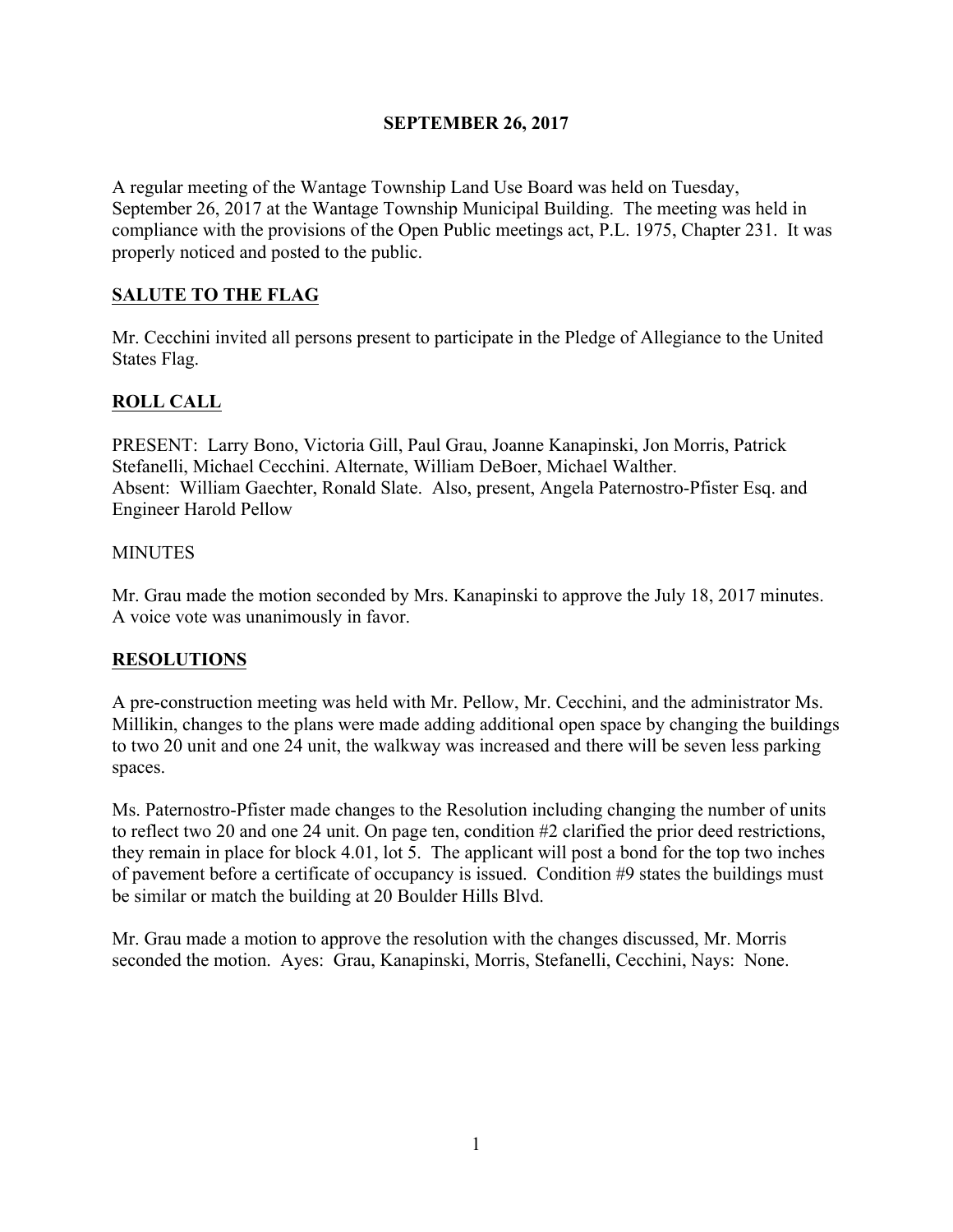# SEPTEMBER 26, 2017

A regular meeting of the Wantage Township Land Use Board was held on Tuesday, September 26, 2017 at the Wantage Township Municipal Building. The meeting was held in compliance with the provisions of the Open Public meetings act, P.L. 1975, Chapter 231. It was properly noticed and posted to the public.

## SALUTE TO THE FLAG

Mr. Cecchini invited all persons present to participate in the Pledge of Allegiance to the United States Flag.

## ROLL CALL

PRESENT: Larry Bono, Victoria Gill, Paul Grau, Joanne Kanapinski, Jon Morris, Patrick Stefanelli, Michael Cecchini. Alternate, William DeBoer, Michael Walther.
Absent: William Gaechter, Ronald Slate. Also, present, Angela Paternostro-Pfister Esq. and Engineer Harold Pellow

MINUTES

Mr. Grau made the motion seconded by Mrs. Kanapinski to approve the July 18, 2017 minutes. A voice vote was unanimously in favor.

## RESOLUTIONS

A pre-construction meeting was held with Mr. Pellow, Mr. Cecchini, and the administrator Ms. Millikin, changes to the plans were made adding additional open space by changing the buildings to two 20 unit and one 24 unit, the walkway was increased and there will be seven less parking spaces.

Ms. Paternostro-Pfister made changes to the Resolution including changing the number of units to reflect two 20 and one 24 unit. On page ten, condition #2 clarified the prior deed restrictions, they remain in place for block 4.01, lot 5. The applicant will post a bond for the top two inches of pavement before a certificate of occupancy is issued. Condition #9 states the buildings must be similar or match the building at 20 Boulder Hills Blvd.

Mr. Grau made a motion to approve the resolution with the changes discussed, Mr. Morris seconded the motion. Ayes: Grau, Kanapinski, Morris, Stefanelli, Cecchini, Nays: None.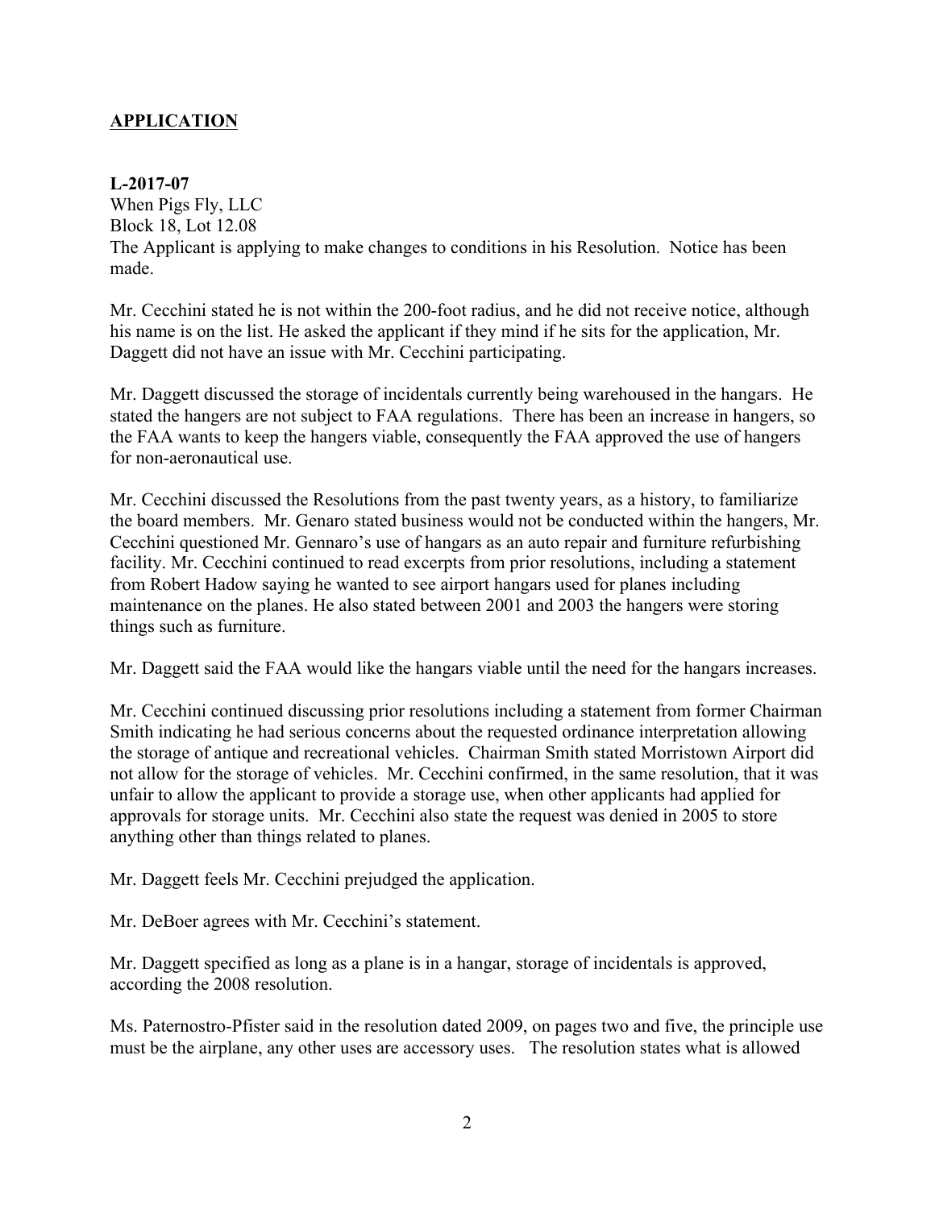## **APPLICATION**

**L-2017-07**
When Pigs Fly, LLC
Block 18, Lot 12.08
The Applicant is applying to make changes to conditions in his Resolution. Notice has been made.

Mr. Cecchini stated he is not within the 200-foot radius, and he did not receive notice, although his name is on the list. He asked the applicant if they mind if he sits for the application, Mr. Daggett did not have an issue with Mr. Cecchini participating.

Mr. Daggett discussed the storage of incidentals currently being warehoused in the hangars. He stated the hangers are not subject to FAA regulations. There has been an increase in hangers, so the FAA wants to keep the hangers viable, consequently the FAA approved the use of hangers for non-aeronautical use.

Mr. Cecchini discussed the Resolutions from the past twenty years, as a history, to familiarize the board members. Mr. Genaro stated business would not be conducted within the hangers, Mr. Cecchini questioned Mr. Gennaro's use of hangars as an auto repair and furniture refurbishing facility. Mr. Cecchini continued to read excerpts from prior resolutions, including a statement from Robert Hadow saying he wanted to see airport hangars used for planes including maintenance on the planes. He also stated between 2001 and 2003 the hangers were storing things such as furniture.

Mr. Daggett said the FAA would like the hangars viable until the need for the hangars increases.

Mr. Cecchini continued discussing prior resolutions including a statement from former Chairman Smith indicating he had serious concerns about the requested ordinance interpretation allowing the storage of antique and recreational vehicles. Chairman Smith stated Morristown Airport did not allow for the storage of vehicles. Mr. Cecchini confirmed, in the same resolution, that it was unfair to allow the applicant to provide a storage use, when other applicants had applied for approvals for storage units. Mr. Cecchini also state the request was denied in 2005 to store anything other than things related to planes.

Mr. Daggett feels Mr. Cecchini prejudged the application.

Mr. DeBoer agrees with Mr. Cecchini's statement.

Mr. Daggett specified as long as a plane is in a hangar, storage of incidentals is approved, according the 2008 resolution.

Ms. Paternostro-Pfister said in the resolution dated 2009, on pages two and five, the principle use must be the airplane, any other uses are accessory uses. The resolution states what is allowed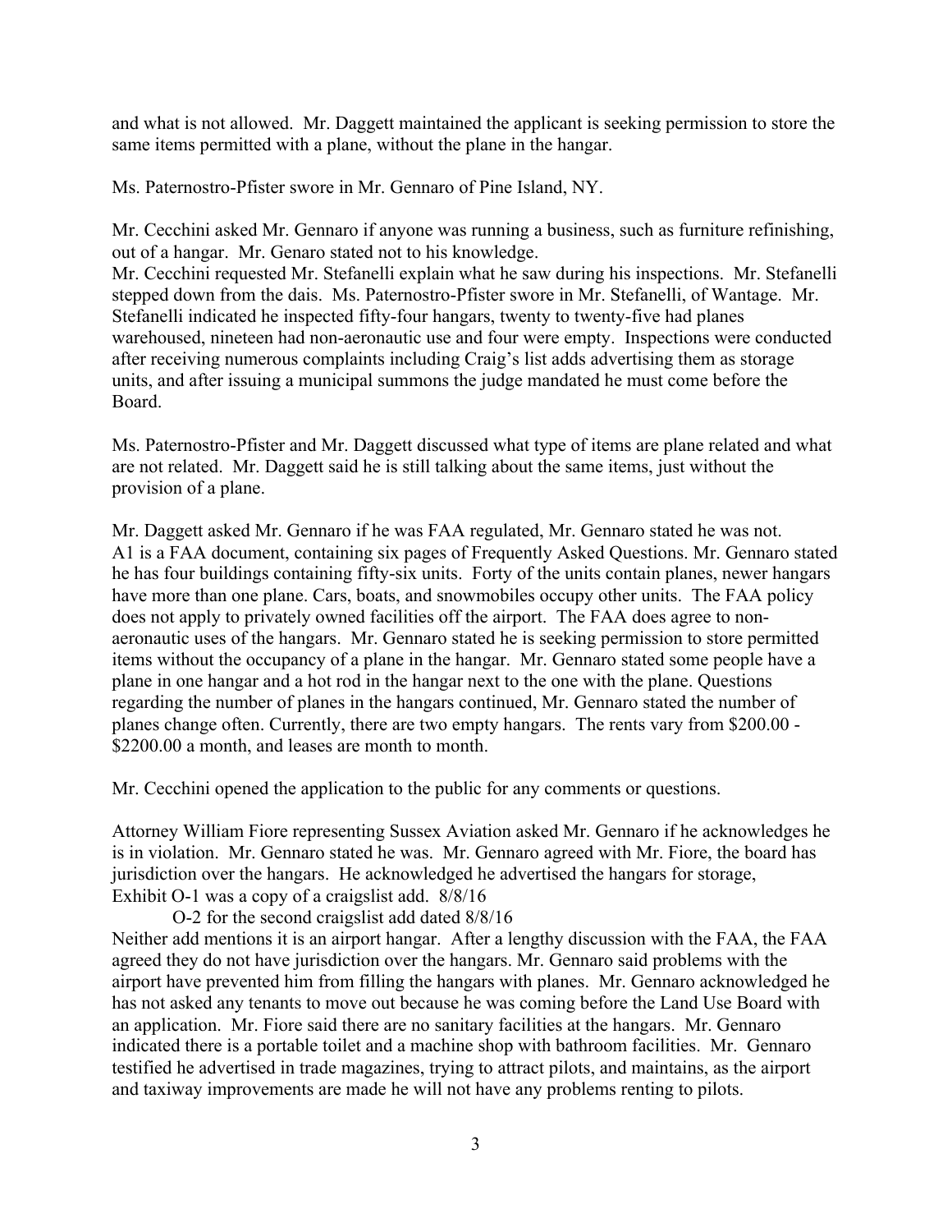and what is not allowed. Mr. Daggett maintained the applicant is seeking permission to store the same items permitted with a plane, without the plane in the hangar.

Ms. Paternostro-Pfister swore in Mr. Gennaro of Pine Island, NY.

Mr. Cecchini asked Mr. Gennaro if anyone was running a business, such as furniture refinishing, out of a hangar. Mr. Genaro stated not to his knowledge.
Mr. Cecchini requested Mr. Stefanelli explain what he saw during his inspections. Mr. Stefanelli stepped down from the dais. Ms. Paternostro-Pfister swore in Mr. Stefanelli, of Wantage. Mr. Stefanelli indicated he inspected fifty-four hangars, twenty to twenty-five had planes warehoused, nineteen had non-aeronautic use and four were empty. Inspections were conducted after receiving numerous complaints including Craig's list adds advertising them as storage units, and after issuing a municipal summons the judge mandated he must come before the Board.

Ms. Paternostro-Pfister and Mr. Daggett discussed what type of items are plane related and what are not related. Mr. Daggett said he is still talking about the same items, just without the provision of a plane.

Mr. Daggett asked Mr. Gennaro if he was FAA regulated, Mr. Gennaro stated he was not.
A1 is a FAA document, containing six pages of Frequently Asked Questions. Mr. Gennaro stated he has four buildings containing fifty-six units. Forty of the units contain planes, newer hangars have more than one plane. Cars, boats, and snowmobiles occupy other units. The FAA policy does not apply to privately owned facilities off the airport. The FAA does agree to non-aeronautic uses of the hangars. Mr. Gennaro stated he is seeking permission to store permitted items without the occupancy of a plane in the hangar. Mr. Gennaro stated some people have a plane in one hangar and a hot rod in the hangar next to the one with the plane. Questions regarding the number of planes in the hangars continued, Mr. Gennaro stated the number of planes change often. Currently, there are two empty hangars. The rents vary from $200.00 - $2200.00 a month, and leases are month to month.

Mr. Cecchini opened the application to the public for any comments or questions.

Attorney William Fiore representing Sussex Aviation asked Mr. Gennaro if he acknowledges he is in violation. Mr. Gennaro stated he was. Mr. Gennaro agreed with Mr. Fiore, the board has jurisdiction over the hangars. He acknowledged he advertised the hangars for storage,
Exhibit O-1 was a copy of a craigslist add. 8/8/16

O-2 for the second craigslist add dated 8/8/16

Neither add mentions it is an airport hangar. After a lengthy discussion with the FAA, the FAA agreed they do not have jurisdiction over the hangars. Mr. Gennaro said problems with the airport have prevented him from filling the hangars with planes. Mr. Gennaro acknowledged he has not asked any tenants to move out because he was coming before the Land Use Board with an application. Mr. Fiore said there are no sanitary facilities at the hangars. Mr. Gennaro indicated there is a portable toilet and a machine shop with bathroom facilities. Mr. Gennaro testified he advertised in trade magazines, trying to attract pilots, and maintains, as the airport and taxiway improvements are made he will not have any problems renting to pilots.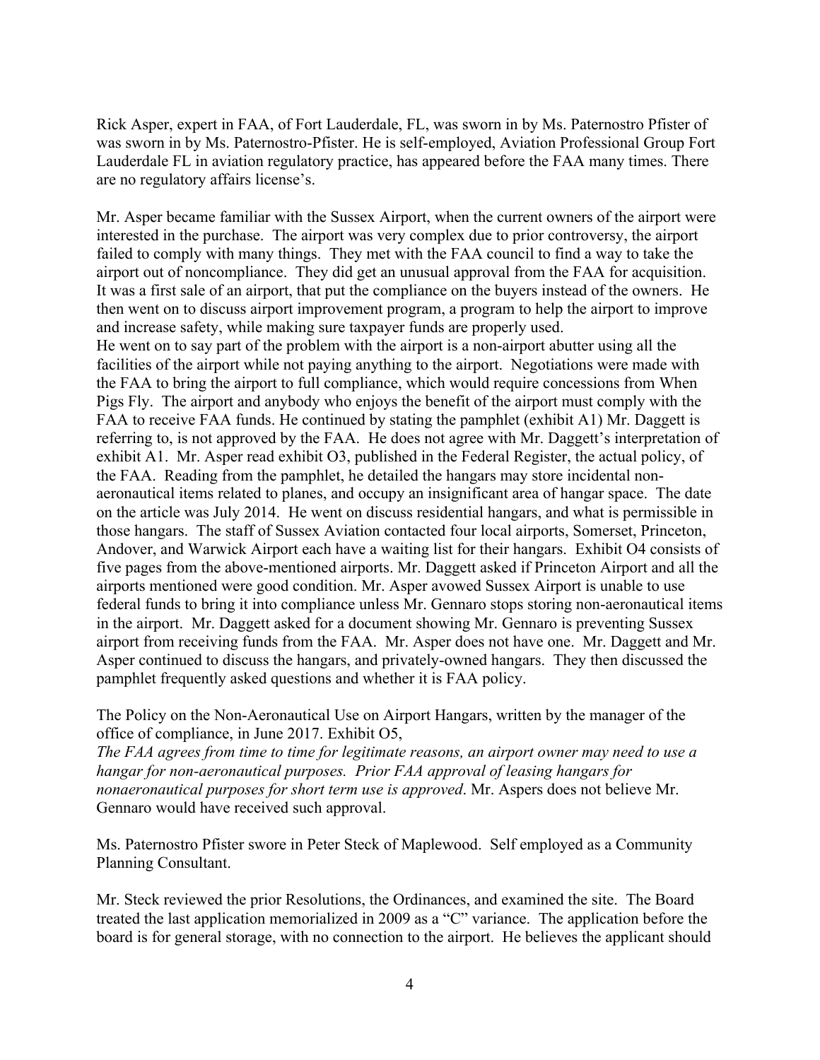Rick Asper, expert in FAA, of Fort Lauderdale, FL, was sworn in by Ms. Paternostro Pfister of was sworn in by Ms. Paternostro-Pfister. He is self-employed, Aviation Professional Group Fort Lauderdale FL in aviation regulatory practice, has appeared before the FAA many times. There are no regulatory affairs license's.

Mr. Asper became familiar with the Sussex Airport, when the current owners of the airport were interested in the purchase. The airport was very complex due to prior controversy, the airport failed to comply with many things. They met with the FAA council to find a way to take the airport out of noncompliance. They did get an unusual approval from the FAA for acquisition. It was a first sale of an airport, that put the compliance on the buyers instead of the owners. He then went on to discuss airport improvement program, a program to help the airport to improve and increase safety, while making sure taxpayer funds are properly used.
He went on to say part of the problem with the airport is a non-airport abutter using all the facilities of the airport while not paying anything to the airport. Negotiations were made with the FAA to bring the airport to full compliance, which would require concessions from When Pigs Fly. The airport and anybody who enjoys the benefit of the airport must comply with the FAA to receive FAA funds. He continued by stating the pamphlet (exhibit A1) Mr. Daggett is referring to, is not approved by the FAA. He does not agree with Mr. Daggett's interpretation of exhibit A1. Mr. Asper read exhibit O3, published in the Federal Register, the actual policy, of the FAA. Reading from the pamphlet, he detailed the hangars may store incidental non-aeronautical items related to planes, and occupy an insignificant area of hangar space. The date on the article was July 2014. He went on discuss residential hangars, and what is permissible in those hangars. The staff of Sussex Aviation contacted four local airports, Somerset, Princeton, Andover, and Warwick Airport each have a waiting list for their hangars. Exhibit O4 consists of five pages from the above-mentioned airports. Mr. Daggett asked if Princeton Airport and all the airports mentioned were good condition. Mr. Asper avowed Sussex Airport is unable to use federal funds to bring it into compliance unless Mr. Gennaro stops storing non-aeronautical items in the airport. Mr. Daggett asked for a document showing Mr. Gennaro is preventing Sussex airport from receiving funds from the FAA. Mr. Asper does not have one. Mr. Daggett and Mr. Asper continued to discuss the hangars, and privately-owned hangars. They then discussed the pamphlet frequently asked questions and whether it is FAA policy.

The Policy on the Non-Aeronautical Use on Airport Hangars, written by the manager of the office of compliance, in June 2017. Exhibit O5,
*The FAA agrees from time to time for legitimate reasons, an airport owner may need to use a hangar for non-aeronautical purposes. Prior FAA approval of leasing hangars for nonaeronautical purposes for short term use is approved*. Mr. Aspers does not believe Mr. Gennaro would have received such approval.

Ms. Paternostro Pfister swore in Peter Steck of Maplewood. Self employed as a Community Planning Consultant.

Mr. Steck reviewed the prior Resolutions, the Ordinances, and examined the site. The Board treated the last application memorialized in 2009 as a "C" variance. The application before the board is for general storage, with no connection to the airport. He believes the applicant should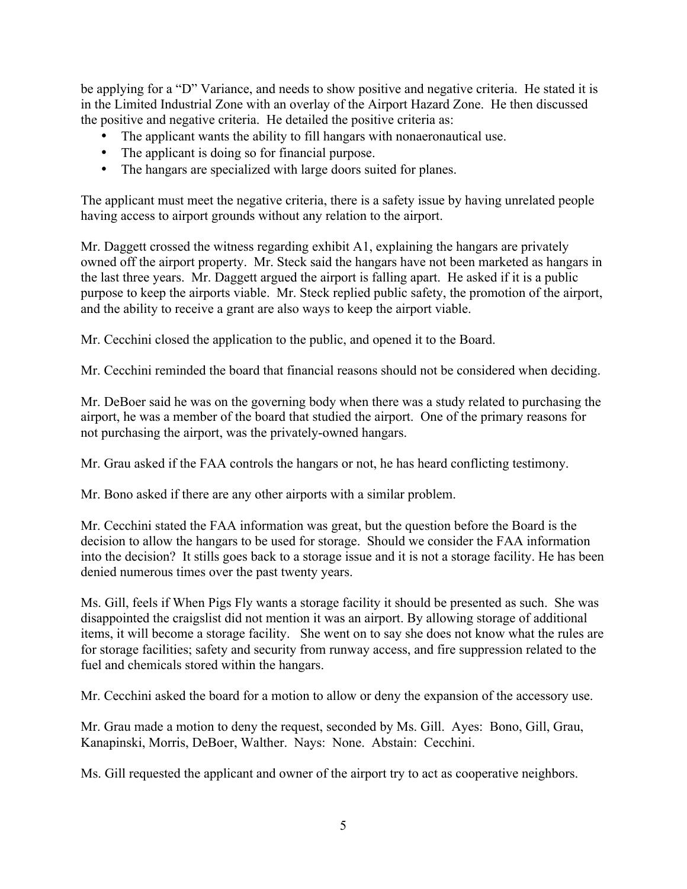be applying for a "D" Variance, and needs to show positive and negative criteria. He stated it is in the Limited Industrial Zone with an overlay of the Airport Hazard Zone. He then discussed the positive and negative criteria. He detailed the positive criteria as:

- The applicant wants the ability to fill hangars with nonaeronautical use.
- The applicant is doing so for financial purpose.
- The hangars are specialized with large doors suited for planes.

The applicant must meet the negative criteria, there is a safety issue by having unrelated people having access to airport grounds without any relation to the airport.

Mr. Daggett crossed the witness regarding exhibit A1, explaining the hangars are privately owned off the airport property. Mr. Steck said the hangars have not been marketed as hangars in the last three years. Mr. Daggett argued the airport is falling apart. He asked if it is a public purpose to keep the airports viable. Mr. Steck replied public safety, the promotion of the airport, and the ability to receive a grant are also ways to keep the airport viable.

Mr. Cecchini closed the application to the public, and opened it to the Board.

Mr. Cecchini reminded the board that financial reasons should not be considered when deciding.

Mr. DeBoer said he was on the governing body when there was a study related to purchasing the airport, he was a member of the board that studied the airport. One of the primary reasons for not purchasing the airport, was the privately-owned hangars.

Mr. Grau asked if the FAA controls the hangars or not, he has heard conflicting testimony.

Mr. Bono asked if there are any other airports with a similar problem.

Mr. Cecchini stated the FAA information was great, but the question before the Board is the decision to allow the hangars to be used for storage. Should we consider the FAA information into the decision? It stills goes back to a storage issue and it is not a storage facility. He has been denied numerous times over the past twenty years.

Ms. Gill, feels if When Pigs Fly wants a storage facility it should be presented as such. She was disappointed the craigslist did not mention it was an airport. By allowing storage of additional items, it will become a storage facility. She went on to say she does not know what the rules are for storage facilities; safety and security from runway access, and fire suppression related to the fuel and chemicals stored within the hangars.

Mr. Cecchini asked the board for a motion to allow or deny the expansion of the accessory use.

Mr. Grau made a motion to deny the request, seconded by Ms. Gill. Ayes: Bono, Gill, Grau, Kanapinski, Morris, DeBoer, Walther. Nays: None. Abstain: Cecchini.

Ms. Gill requested the applicant and owner of the airport try to act as cooperative neighbors.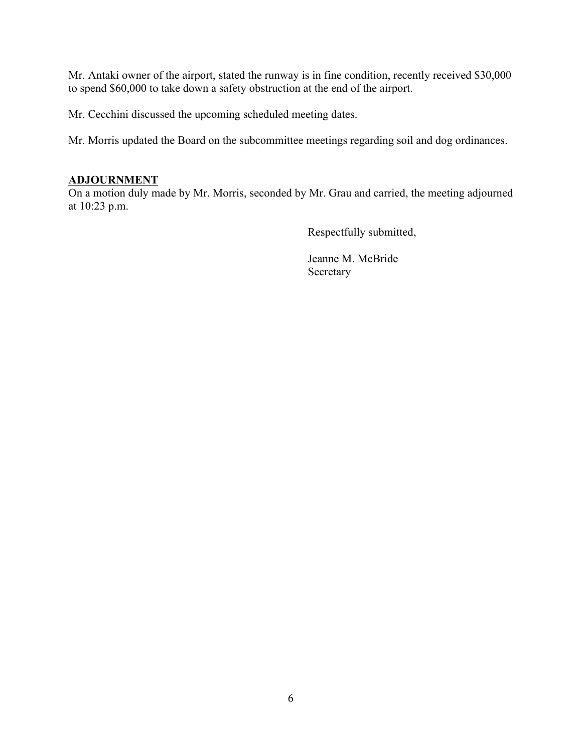Mr. Antaki owner of the airport, stated the runway is in fine condition, recently received $30,000 to spend $60,000 to take down a safety obstruction at the end of the airport.

Mr. Cecchini discussed the upcoming scheduled meeting dates.

Mr. Morris updated the Board on the subcommittee meetings regarding soil and dog ordinances.

## ADJOURNMENT

On a motion duly made by Mr. Morris, seconded by Mr. Grau and carried, the meeting adjourned at 10:23 p.m.

Respectfully submitted,

Jeanne M. McBride
Secretary